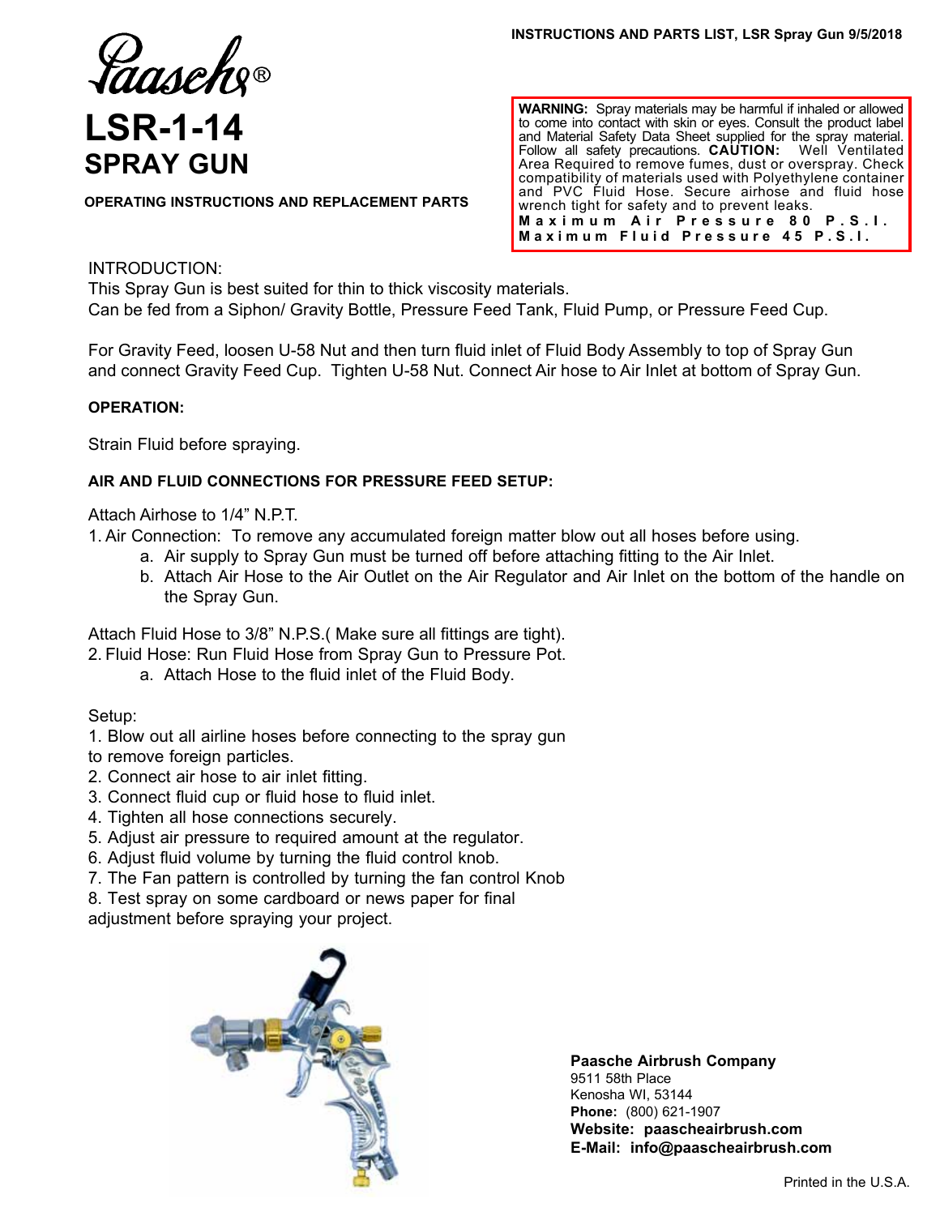INSTRUCTIONS AND PARTS LIST, LSR Spray Gun 9/5/2018

Paasche®

# LSR-1-14
# SPRAY GUN

**OPERATING INSTRUCTIONS AND REPLACEMENT PARTS**

**WARNING:** Spray materials may be harmful if inhaled or allowed to come into contact with skin or eyes. Consult the product label and Material Safety Data Sheet supplied for the spray material. Follow all safety precautions. **CAUTION:** Well Ventilated Area Required to remove fumes, dust or overspray. Check compatibility of materials used with Polyethylene container and PVC Fluid Hose. Secure airhose and fluid hose wrench tight for safety and to prevent leaks.
**Maximum Air Pressure 80 P.S.I.**
**Maximum Fluid Pressure 45 P.S.I.**

INTRODUCTION:
This Spray Gun is best suited for thin to thick viscosity materials.
Can be fed from a Siphon/ Gravity Bottle, Pressure Feed Tank, Fluid Pump, or Pressure Feed Cup.

For Gravity Feed, loosen U-58 Nut and then turn fluid inlet of Fluid Body Assembly to top of Spray Gun and connect Gravity Feed Cup. Tighten U-58 Nut. Connect Air hose to Air Inlet at bottom of Spray Gun.

**OPERATION:**

Strain Fluid before spraying.

**AIR AND FLUID CONNECTIONS FOR PRESSURE FEED SETUP:**

Attach Airhose to 1/4” N.P.T.
1. Air Connection: To remove any accumulated foreign matter blow out all hoses before using.
   a. Air supply to Spray Gun must be turned off before attaching fitting to the Air Inlet.
   b. Attach Air Hose to the Air Outlet on the Air Regulator and Air Inlet on the bottom of the handle on the Spray Gun.

Attach Fluid Hose to 3/8” N.P.S.( Make sure all fittings are tight).
2. Fluid Hose: Run Fluid Hose from Spray Gun to Pressure Pot.
   a. Attach Hose to the fluid inlet of the Fluid Body.

Setup:
1. Blow out all airline hoses before connecting to the spray gun to remove foreign particles.
2. Connect air hose to air inlet fitting.
3. Connect fluid cup or fluid hose to fluid inlet.
4. Tighten all hose connections securely.
5. Adjust air pressure to required amount at the regulator.
6. Adjust fluid volume by turning the fluid control knob.
7. The Fan pattern is controlled by turning the fan control Knob
8. Test spray on some cardboard or news paper for final adjustment before spraying your project.

**Paasche Airbrush Company**
9511 58th Place
Kenosha WI, 53144
**Phone:** (800) 621-1907
**Website: paascheairbrush.com**
**E-Mail: info@paascheairbrush.com**

Printed in the U.S.A.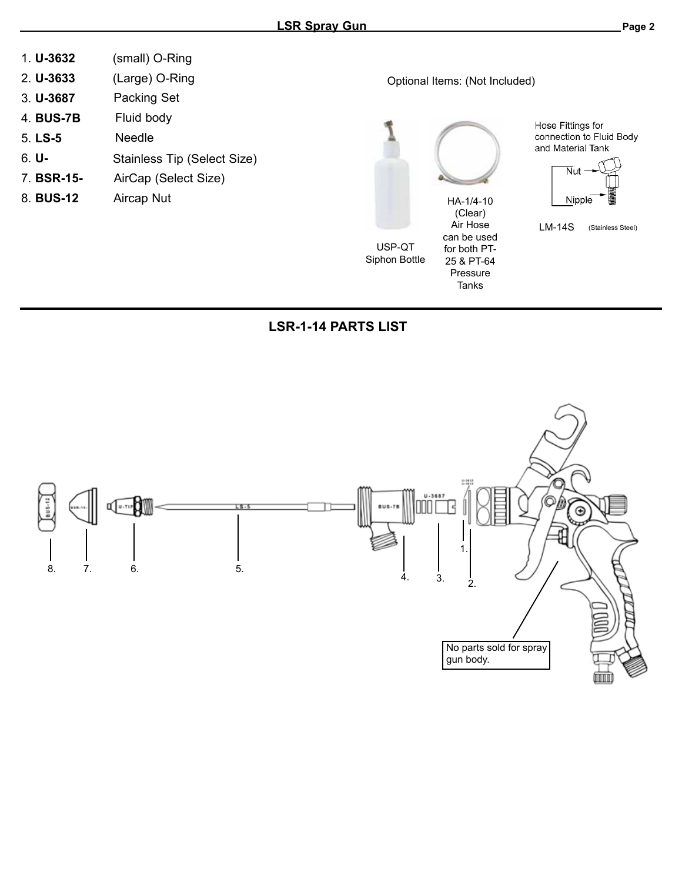1. **U-3632** (small) O-Ring
2. **U-3633** (Large) O-Ring
3. **U-3687** Packing Set
4. **BUS-7B** Fluid body
5. **LS-5** Needle
6. **U-** Stainless Tip (Select Size)
7. **BSR-15-** AirCap (Select Size)
8. **BUS-12** Aircap Nut

Optional Items: (Not Included)

USP-QT Siphon Bottle

HA-1/4-10 (Clear) Air Hose can be used for both PT-25 & PT-64 Pressure Tanks

Hose Fittings for connection to Fluid Body and Material Tank

Nut

Nipple

LM-14S (Stainless Steel)

## LSR-1-14 PARTS LIST

No parts sold for spray gun body.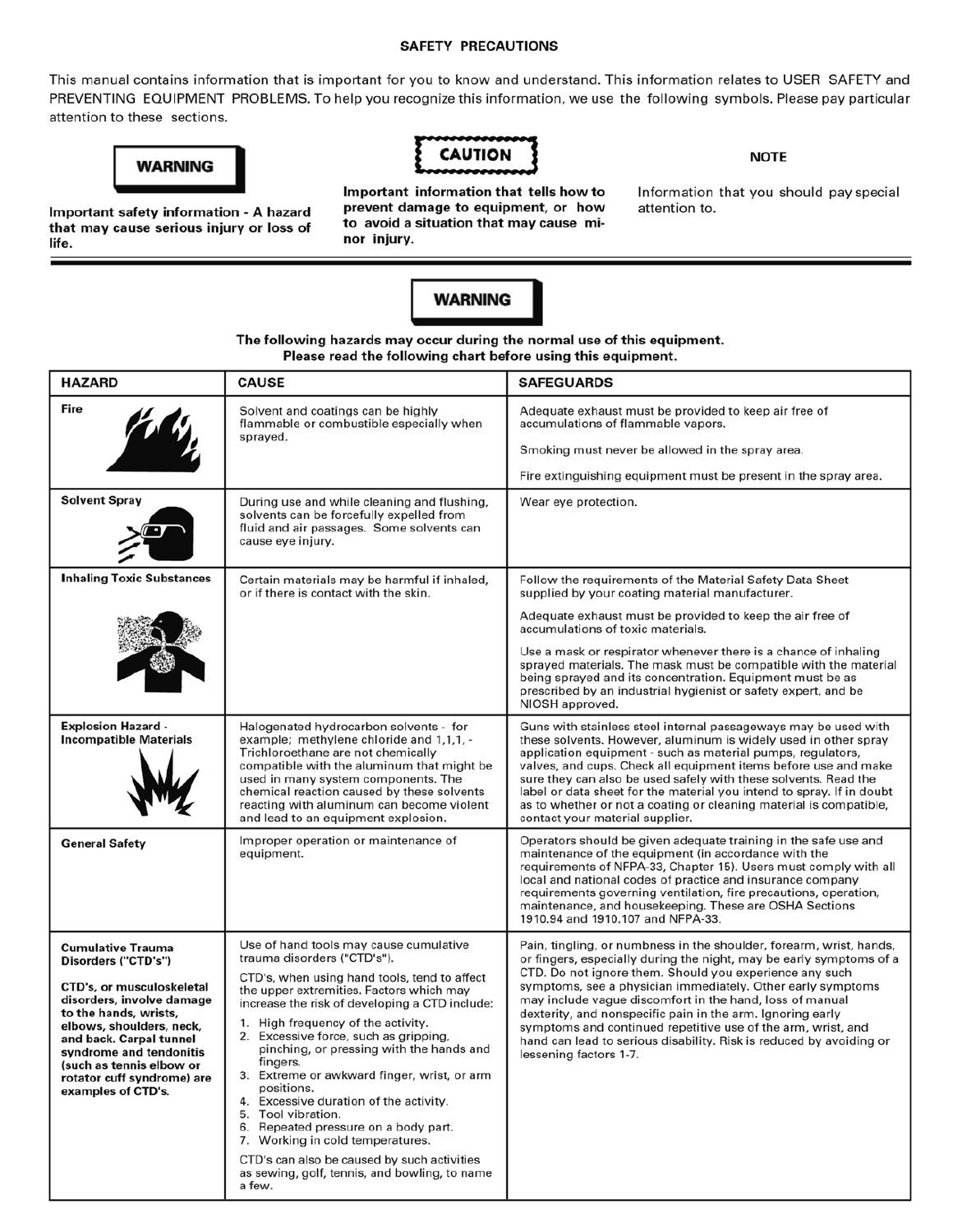## SAFETY PRECAUTIONS

This manual contains information that is important for you to know and understand. This information relates to USER SAFETY and PREVENTING EQUIPMENT PROBLEMS. To help you recognize this information, we use the following symbols. Please pay particular attention to these sections.

**WARNING**

**Important safety information - A hazard that may cause serious injury or loss of life.**

**CAUTION**

**Important information that tells how to prevent damage to equipment, or how to avoid a situation that may cause minor injury.**

**NOTE**

Information that you should pay special attention to.

---

**WARNING**

**The following hazards may occur during the normal use of this equipment. Please read the following chart before using this equipment.**

| HAZARD | CAUSE | SAFEGUARDS |
|---|---|---|
| **Fire** | Solvent and coatings can be highly flammable or combustible especially when sprayed. | Adequate exhaust must be provided to keep air free of accumulations of flammable vapors.<br><br>Smoking must never be allowed in the spray area.<br><br>Fire extinguishing equipment must be present in the spray area. |
| **Solvent Spray** | During use and while cleaning and flushing, solvents can be forcefully expelled from fluid and air passages. Some solvents can cause eye injury. | Wear eye protection. |
| **Inhaling Toxic Substances** | Certain materials may be harmful if inhaled, or if there is contact with the skin. | Follow the requirements of the Material Safety Data Sheet supplied by your coating material manufacturer.<br><br>Adequate exhaust must be provided to keep the air free of accumulations of toxic materials.<br><br>Use a mask or respirator whenever there is a chance of inhaling sprayed materials. The mask must be compatible with the material being sprayed and its concentration. Equipment must be as prescribed by an industrial hygienist or safety expert, and be NIOSH approved. |
| **Explosion Hazard - Incompatible Materials** | Halogenated hydrocarbon solvents - for example; methylene chloride and 1,1,1, - Trichloroethane are not chemically compatible with the aluminum that might be used in many system components. The chemical reaction caused by these solvents reacting with aluminum can become violent and lead to an equipment explosion. | Guns with stainless steel internal passageways may be used with these solvents. However, aluminum is widely used in other spray application equipment - such as material pumps, regulators, valves, and cups. Check all equipment items before use and make sure they can also be used safely with these solvents. Read the label or data sheet for the material you intend to spray. If in doubt as to whether or not a coating or cleaning material is compatible, contact your material supplier. |
| **General Safety** | Improper operation or maintenance of equipment. | Operators should be given adequate training in the safe use and maintenance of the equipment (in accordance with the requirements of NFPA-33, Chapter 15). Users must comply with all local and national codes of practice and insurance company requirements governing ventilation, fire precautions, operation, maintenance, and housekeeping. These are OSHA Sections 1910.94 and 1910.107 and NFPA-33. |
| **Cumulative Trauma Disorders ("CTD's")**<br><br>**CTD's, or musculoskeletal disorders, involve damage to the hands, wrists, elbows, shoulders, neck, and back. Carpal tunnel syndrome and tendonitis (such as tennis elbow or rotator cuff syndrome) are examples of CTD's.** | Use of hand tools may cause cumulative trauma disorders ("CTD's").<br><br>CTD's, when using hand tools, tend to affect the upper extremities. Factors which may increase the risk of developing a CTD include:<br>1. High frequency of the activity.<br>2. Excessive force, such as gripping, pinching, or pressing with the hands and fingers.<br>3. Extreme or awkward finger, wrist, or arm positions.<br>4. Excessive duration of the activity.<br>5. Tool vibration.<br>6. Repeated pressure on a body part.<br>7. Working in cold temperatures.<br><br>CTD's can also be caused by such activities as sewing, golf, tennis, and bowling, to name a few. | Pain, tingling, or numbness in the shoulder, forearm, wrist, hands, or fingers, especially during the night, may be early symptoms of a CTD. Do not ignore them. Should you experience any such symptoms, see a physician immediately. Other early symptoms may include vague discomfort in the hand, loss of manual dexterity, and nonspecific pain in the arm. Ignoring early symptoms and continued repetitive use of the arm, wrist, and hand can lead to serious disability. Risk is reduced by avoiding or lessening factors 1-7. |